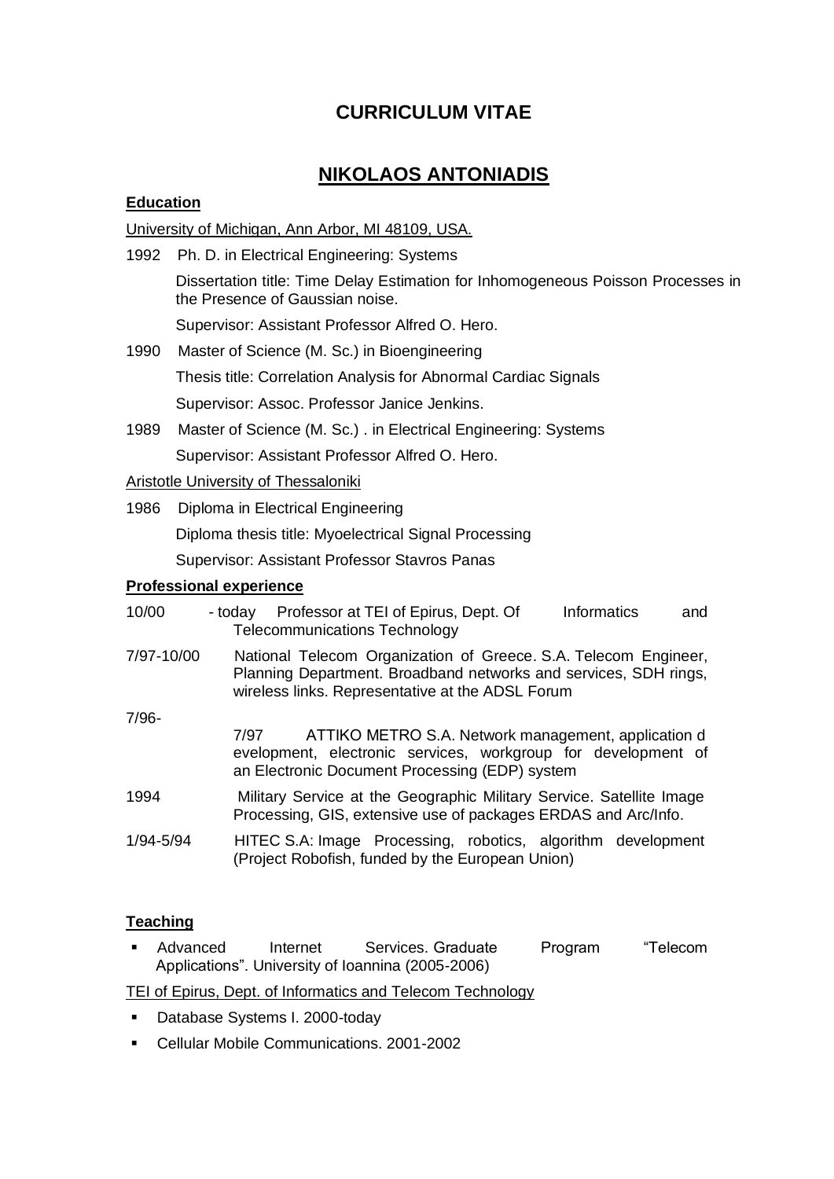# CURRICULUM VITAE

## NIKOLAOS ANTONIADIS

### Education

University of Michigan, Ann Arbor, MI 48109, USA.

1992 Ph. D. in Electrical Engineering: Systems

Dissertation title: Time Delay Estimation for Inhomogeneous Poisson Processes in the Presence of Gaussian noise.

Supervisor: Assistant Professor Alfred O. Hero.

1990 Master of Science (M. Sc.) in Bioengineering

Thesis title: Correlation Analysis for Abnormal Cardiac Signals

Supervisor: Assoc. Professor Janice Jenkins.

1989 Master of Science (M. Sc.) . in Electrical Engineering: Systems

Supervisor: Assistant Professor Alfred O. Hero.

Aristotle University of Thessaloniki

1986 Diploma in Electrical Engineering

Diploma thesis title: Myoelectrical Signal Processing

Supervisor: Assistant Professor Stavros Panas

### Professional experience

10/00 - today Professor at TEI of Epirus, Dept. Of Informatics and Telecommunications Technology

7/97-10/00 National Telecom Organization of Greece. S.A. Telecom Engineer, Planning Department. Broadband networks and services, SDH rings, wireless links. Representative at the ADSL Forum

7/96-7/97 ATTIKO METRO S.A. Network management, application d evelopment, electronic services, workgroup for development of an Electronic Document Processing (EDP) system

1994 Military Service at the Geographic Military Service. Satellite Image Processing, GIS, extensive use of packages ERDAS and Arc/Info.

1/94-5/94 HITEC S.A: Image Processing, robotics, algorithm development (Project Robofish, funded by the European Union)

### Teaching

- Advanced Internet Services. Graduate Program "Telecom Applications". University of Ioannina (2005-2006)

TEI of Epirus, Dept. of Informatics and Telecom Technology

- Database Systems I. 2000-today
- Cellular Mobile Communications. 2001-2002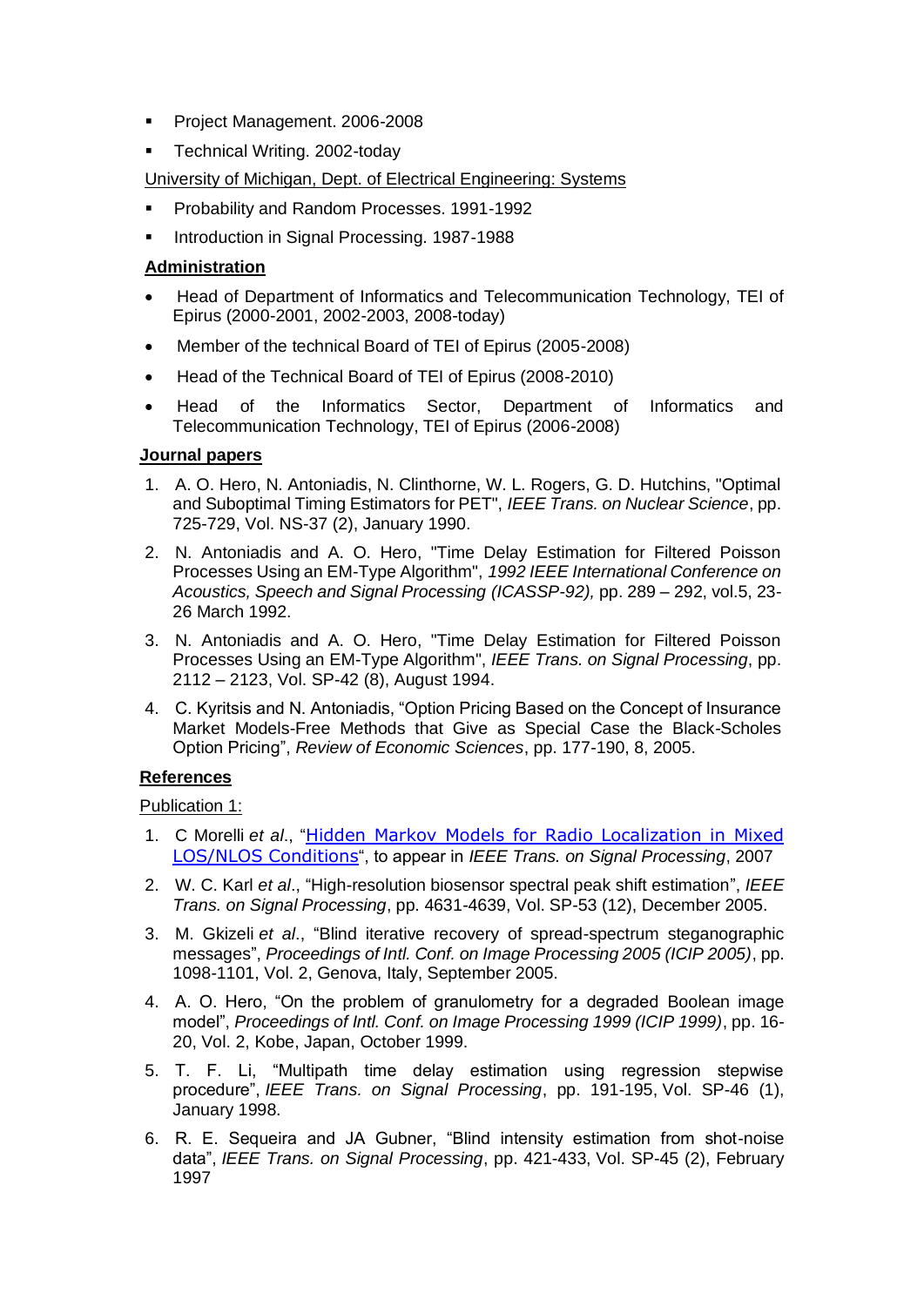- Project Management. 2006-2008
- Technical Writing. 2002-today

University of Michigan, Dept. of Electrical Engineering: Systems

- Probability and Random Processes. 1991-1992
- Introduction in Signal Processing. 1987-1988

**Administration**

- Head of Department of Informatics and Telecommunication Technology, TEI of Epirus (2000-2001, 2002-2003, 2008-today)
- Member of the technical Board of TEI of Epirus (2005-2008)
- Head of the Technical Board of TEI of Epirus (2008-2010)
- Head of the Informatics Sector, Department of Informatics and Telecommunication Technology, TEI of Epirus (2006-2008)

**Journal papers**

1. A. O. Hero, N. Antoniadis, N. Clinthorne, W. L. Rogers, G. D. Hutchins, "Optimal and Suboptimal Timing Estimators for PET", *IEEE Trans. on Nuclear Science*, pp. 725-729, Vol. NS-37 (2), January 1990.
2. N. Antoniadis and A. O. Hero, "Time Delay Estimation for Filtered Poisson Processes Using an EM-Type Algorithm", *1992 IEEE International Conference on Acoustics, Speech and Signal Processing (ICASSP-92),* pp. 289 – 292, vol.5, 23-26 March 1992.
3. N. Antoniadis and A. O. Hero, "Time Delay Estimation for Filtered Poisson Processes Using an EM-Type Algorithm", *IEEE Trans. on Signal Processing*, pp. 2112 – 2123, Vol. SP-42 (8), August 1994.
4. C. Kyritsis and N. Antoniadis, "Option Pricing Based on the Concept of Insurance Market Models-Free Methods that Give as Special Case the Black-Scholes Option Pricing", *Review of Economic Sciences*, pp. 177-190, 8, 2005.

**References**

Publication 1:

1. C Morelli *et al*., "Hidden Markov Models for Radio Localization in Mixed LOS/NLOS Conditions", to appear in *IEEE Trans. on Signal Processing*, 2007
2. W. C. Karl *et al*., "High-resolution biosensor spectral peak shift estimation", *IEEE Trans. on Signal Processing*, pp. 4631-4639, Vol. SP-53 (12), December 2005.
3. M. Gkizeli *et al*., "Blind iterative recovery of spread-spectrum steganographic messages", *Proceedings of Intl. Conf. on Image Processing 2005 (ICIP 2005)*, pp. 1098-1101, Vol. 2, Genova, Italy, September 2005.
4. A. O. Hero, "On the problem of granulometry for a degraded Boolean image model", *Proceedings of Intl. Conf. on Image Processing 1999 (ICIP 1999)*, pp. 16-20, Vol. 2, Kobe, Japan, October 1999.
5. T. F. Li, "Multipath time delay estimation using regression stepwise procedure", *IEEE Trans. on Signal Processing*, pp. 191-195, Vol. SP-46 (1), January 1998.
6. R. E. Sequeira and JA Gubner, "Blind intensity estimation from shot-noise data", *IEEE Trans. on Signal Processing*, pp. 421-433, Vol. SP-45 (2), February 1997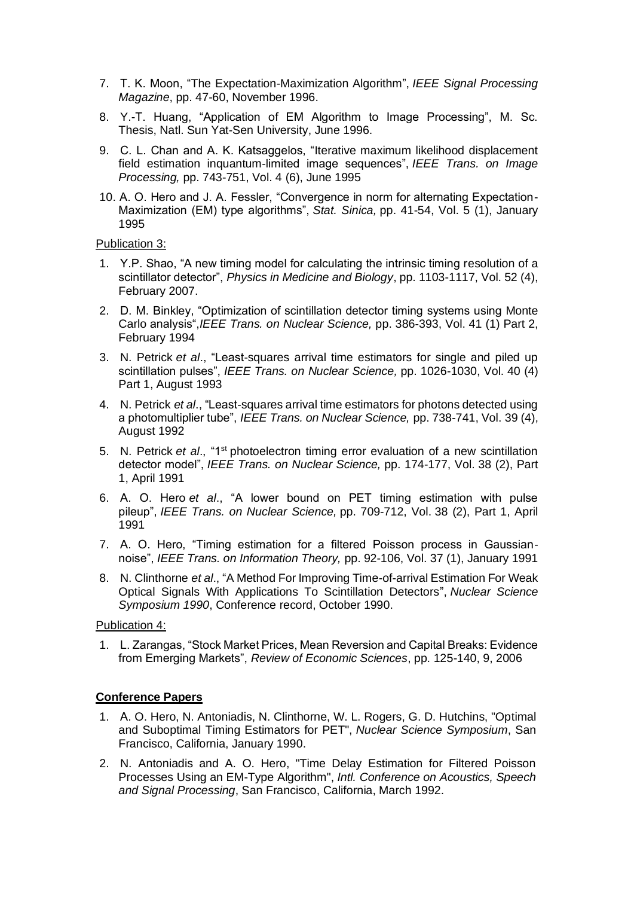7. T. K. Moon, “The Expectation-Maximization Algorithm”, *IEEE Signal Processing Magazine*, pp. 47-60, November 1996.
8. Y.-T. Huang, “Application of EM Algorithm to Image Processing”, M. Sc. Thesis, Natl. Sun Yat-Sen University, June 1996.
9. C. L. Chan and A. K. Katsaggelos, “Iterative maximum likelihood displacement field estimation inquantum-limited image sequences”, *IEEE Trans. on Image Processing,* pp. 743-751, Vol. 4 (6), June 1995
10. A. O. Hero and J. A. Fessler, “Convergence in norm for alternating Expectation-Maximization (EM) type algorithms”, *Stat. Sinica,* pp. 41-54, Vol. 5 (1), January 1995

Publication 3:

1. Y.P. Shao, “A new timing model for calculating the intrinsic timing resolution of a scintillator detector”, *Physics in Medicine and Biology*, pp. 1103-1117, Vol. 52 (4), February 2007.
2. D. M. Binkley, “Optimization of scintillation detector timing systems using Monte Carlo analysis“,*IEEE Trans. on Nuclear Science,* pp. 386-393, Vol. 41 (1) Part 2, February 1994
3. N. Petrick *et al*., “Least-squares arrival time estimators for single and piled up scintillation pulses”, *IEEE Trans. on Nuclear Science,* pp. 1026-1030, Vol. 40 (4) Part 1, August 1993
4. N. Petrick *et al*., “Least-squares arrival time estimators for photons detected using a photomultiplier tube”, *IEEE Trans. on Nuclear Science,* pp. 738-741, Vol. 39 (4), August 1992
5. N. Petrick *et al*., “1st photoelectron timing error evaluation of a new scintillation detector model”, *IEEE Trans. on Nuclear Science,* pp. 174-177, Vol. 38 (2), Part 1, April 1991
6. A. O. Hero *et al*., “A lower bound on PET timing estimation with pulse pileup”, *IEEE Trans. on Nuclear Science,* pp. 709-712, Vol. 38 (2), Part 1, April 1991
7. A. O. Hero, “Timing estimation for a filtered Poisson process in Gaussian-noise”, *IEEE Trans. on Information Theory,* pp. 92-106, Vol. 37 (1), January 1991
8. N. Clinthorne *et al*., “A Method For Improving Time-of-arrival Estimation For Weak Optical Signals With Applications To Scintillation Detectors”, *Nuclear Science Symposium 1990*, Conference record, October 1990.

Publication 4:

1. L. Zarangas, “Stock Market Prices, Mean Reversion and Capital Breaks: Evidence from Emerging Markets”, *Review of Economic Sciences*, pp. 125-140, 9, 2006

**Conference Papers**

1. A. O. Hero, N. Antoniadis, N. Clinthorne, W. L. Rogers, G. D. Hutchins, "Optimal and Suboptimal Timing Estimators for PET", *Nuclear Science Symposium*, San Francisco, California, January 1990.
2. N. Antoniadis and A. O. Hero, "Time Delay Estimation for Filtered Poisson Processes Using an EM-Type Algorithm", *Intl. Conference on Acoustics, Speech and Signal Processing*, San Francisco, California, March 1992.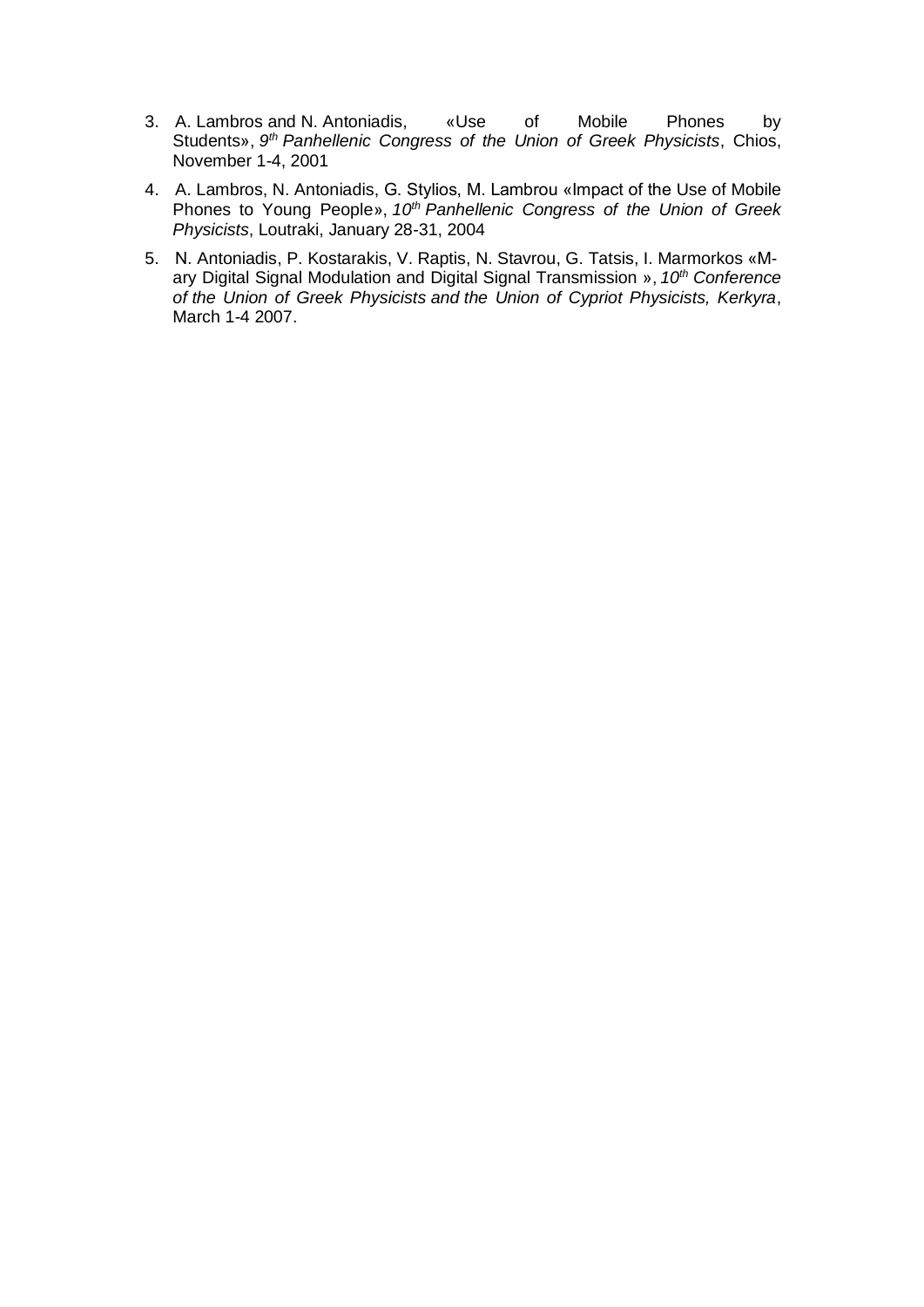3. A. Lambros and N. Antoniadis, «Use of Mobile Phones by Students», *9th Panhellenic Congress of the Union of Greek Physicists*, Chios, November 1-4, 2001

4. A. Lambros, N. Antoniadis, G. Stylios, M. Lambrou «Impact of the Use of Mobile Phones to Young People», *10th Panhellenic Congress of the Union of Greek Physicists*, Loutraki, January 28-31, 2004

5. N. Antoniadis, P. Kostarakis, V. Raptis, N. Stavrou, G. Tatsis, I. Marmorkos «M-ary Digital Signal Modulation and Digital Signal Transmission », *10th Conference of the Union of Greek Physicists and the Union of Cypriot Physicists, Kerkyra*, March 1-4 2007.